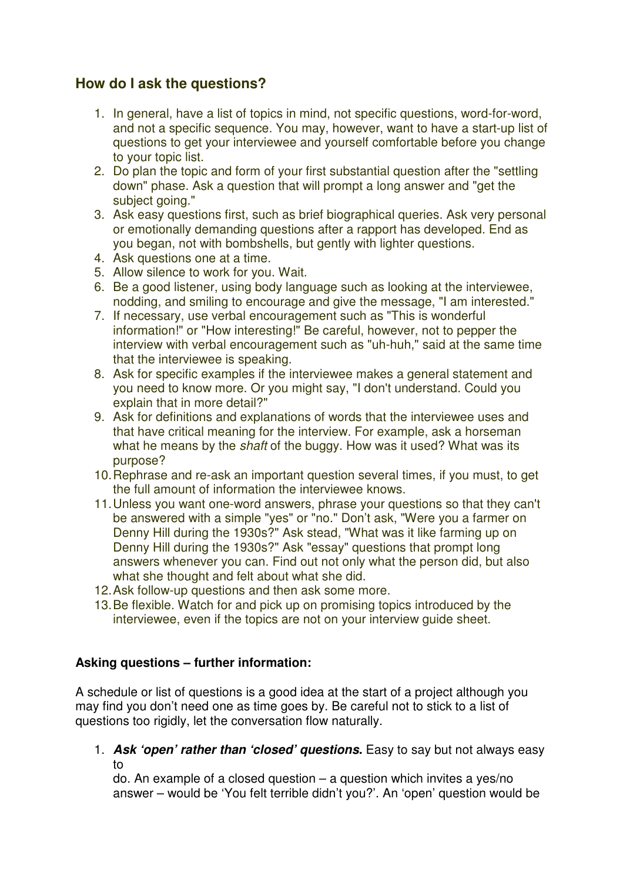## How do I ask the questions?

1. In general, have a list of topics in mind, not specific questions, word-for-word, and not a specific sequence. You may, however, want to have a start-up list of questions to get your interviewee and yourself comfortable before you change to your topic list.
2. Do plan the topic and form of your first substantial question after the "settling down" phase. Ask a question that will prompt a long answer and "get the subject going."
3. Ask easy questions first, such as brief biographical queries. Ask very personal or emotionally demanding questions after a rapport has developed. End as you began, not with bombshells, but gently with lighter questions.
4. Ask questions one at a time.
5. Allow silence to work for you. Wait.
6. Be a good listener, using body language such as looking at the interviewee, nodding, and smiling to encourage and give the message, "I am interested."
7. If necessary, use verbal encouragement such as "This is wonderful information!" or "How interesting!" Be careful, however, not to pepper the interview with verbal encouragement such as "uh-huh," said at the same time that the interviewee is speaking.
8. Ask for specific examples if the interviewee makes a general statement and you need to know more. Or you might say, "I don't understand. Could you explain that in more detail?"
9. Ask for definitions and explanations of words that the interviewee uses and that have critical meaning for the interview. For example, ask a horseman what he means by the *shaft* of the buggy. How was it used? What was its purpose?
10. Rephrase and re-ask an important question several times, if you must, to get the full amount of information the interviewee knows.
11. Unless you want one-word answers, phrase your questions so that they can't be answered with a simple "yes" or "no." Don't ask, "Were you a farmer on Denny Hill during the 1930s?" Ask stead, "What was it like farming up on Denny Hill during the 1930s?" Ask "essay" questions that prompt long answers whenever you can. Find out not only what the person did, but also what she thought and felt about what she did.
12. Ask follow-up questions and then ask some more.
13. Be flexible. Watch for and pick up on promising topics introduced by the interviewee, even if the topics are not on your interview guide sheet.

**Asking questions – further information:**

A schedule or list of questions is a good idea at the start of a project although you may find you don't need one as time goes by. Be careful not to stick to a list of questions too rigidly, let the conversation flow naturally.

1. ***Ask 'open' rather than 'closed' questions.*** Easy to say but not always easy to
   do. An example of a closed question – a question which invites a yes/no answer – would be 'You felt terrible didn't you?'. An 'open' question would be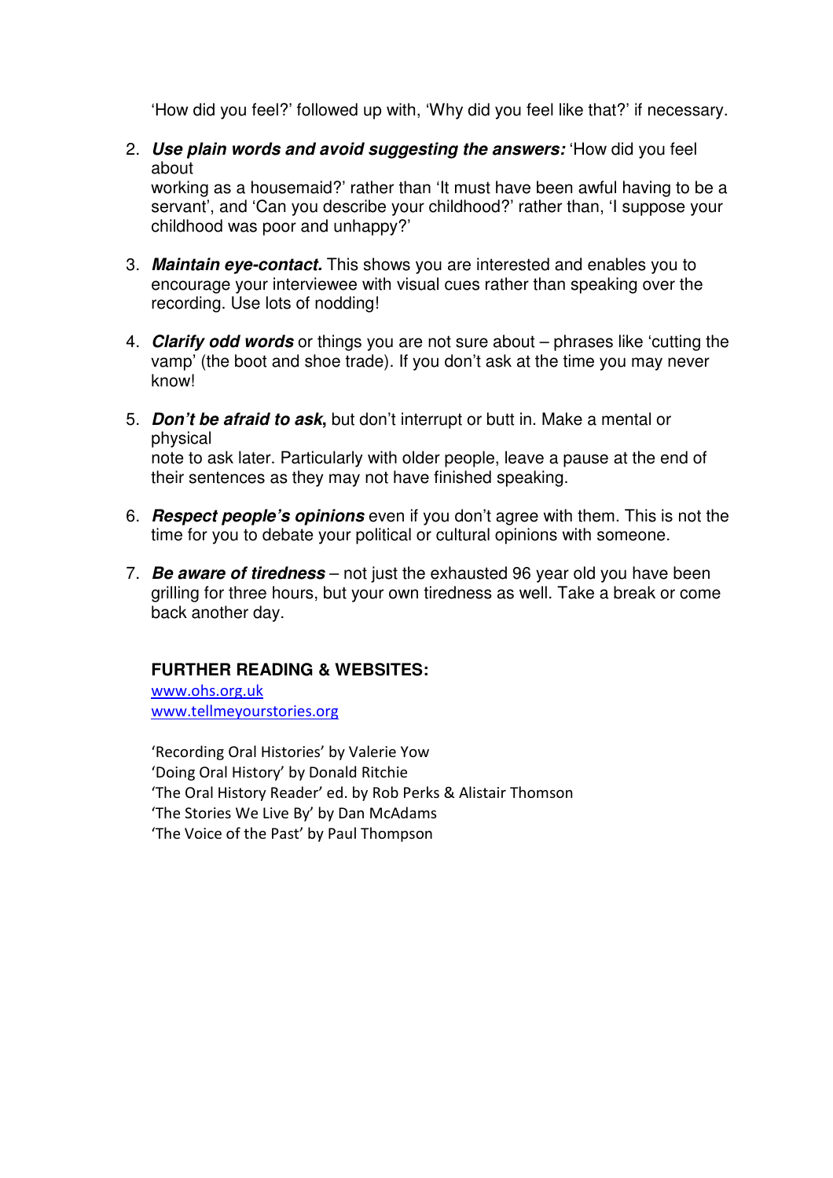'How did you feel?' followed up with, 'Why did you feel like that?' if necessary.

2. ***Use plain words and avoid suggesting the answers:*** 'How did you feel about working as a housemaid?' rather than 'It must have been awful having to be a servant', and 'Can you describe your childhood?' rather than, 'I suppose your childhood was poor and unhappy?'

3. ***Maintain eye-contact.*** This shows you are interested and enables you to encourage your interviewee with visual cues rather than speaking over the recording. Use lots of nodding!

4. ***Clarify odd words*** or things you are not sure about – phrases like 'cutting the vamp' (the boot and shoe trade). If you don't ask at the time you may never know!

5. ***Don't be afraid to ask,*** but don't interrupt or butt in. Make a mental or physical note to ask later. Particularly with older people, leave a pause at the end of their sentences as they may not have finished speaking.

6. ***Respect people's opinions*** even if you don't agree with them. This is not the time for you to debate your political or cultural opinions with someone.

7. ***Be aware of tiredness*** – not just the exhausted 96 year old you have been grilling for three hours, but your own tiredness as well. Take a break or come back another day.

**FURTHER READING & WEBSITES:**

www.ohs.org.uk
www.tellmeyourstories.org

'Recording Oral Histories' by Valerie Yow
'Doing Oral History' by Donald Ritchie
'The Oral History Reader' ed. by Rob Perks & Alistair Thomson
'The Stories We Live By' by Dan McAdams
'The Voice of the Past' by Paul Thompson